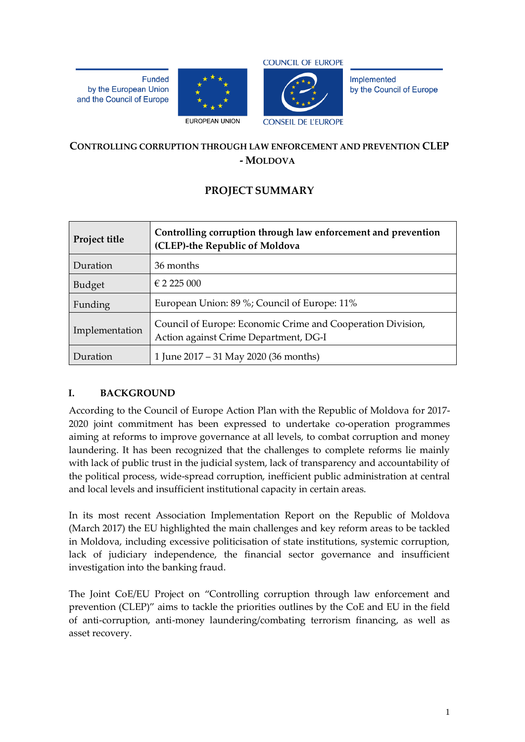Funded by the European Union and the Council of Europe

EUROPEAN UNION

COUNCIL OF EUROPE

CONSEIL DE L'EUROPE

Implemented by the Council of Europe

# CONTROLLING CORRUPTION THROUGH LAW ENFORCEMENT AND PREVENTION CLEP - MOLDOVA

## PROJECT SUMMARY

| **Project title** | **Controlling corruption through law enforcement and prevention (CLEP)-the Republic of Moldova** |
|---|---|
| Duration | 36 months |
| Budget | € 2 225 000 |
| Funding | European Union: 89 %; Council of Europe: 11% |
| Implementation | Council of Europe: Economic Crime and Cooperation Division, Action against Crime Department, DG-I |
| Duration | 1 June 2017 – 31 May 2020 (36 months) |

## I. BACKGROUND

According to the Council of Europe Action Plan with the Republic of Moldova for 2017-2020 joint commitment has been expressed to undertake co-operation programmes aiming at reforms to improve governance at all levels, to combat corruption and money laundering. It has been recognized that the challenges to complete reforms lie mainly with lack of public trust in the judicial system, lack of transparency and accountability of the political process, wide-spread corruption, inefficient public administration at central and local levels and insufficient institutional capacity in certain areas.

In its most recent Association Implementation Report on the Republic of Moldova (March 2017) the EU highlighted the main challenges and key reform areas to be tackled in Moldova, including excessive politicisation of state institutions, systemic corruption, lack of judiciary independence, the financial sector governance and insufficient investigation into the banking fraud.

The Joint CoE/EU Project on "Controlling corruption through law enforcement and prevention (CLEP)" aims to tackle the priorities outlines by the CoE and EU in the field of anti-corruption, anti-money laundering/combating terrorism financing, as well as asset recovery.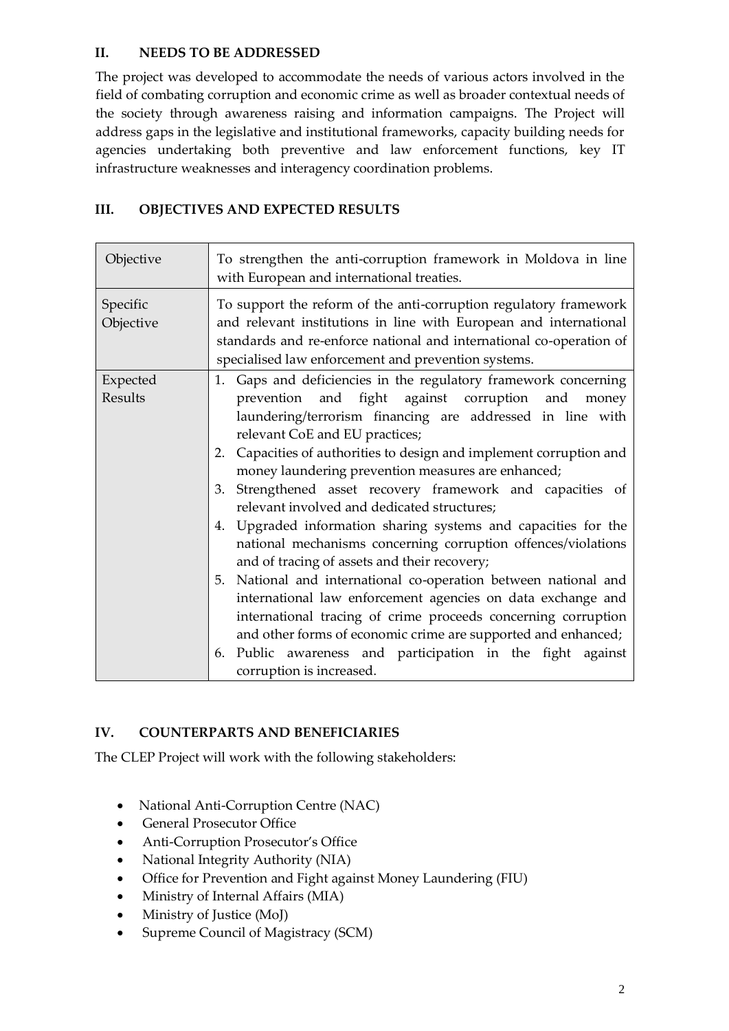## II. NEEDS TO BE ADDRESSED

The project was developed to accommodate the needs of various actors involved in the field of combating corruption and economic crime as well as broader contextual needs of the society through awareness raising and information campaigns. The Project will address gaps in the legislative and institutional frameworks, capacity building needs for agencies undertaking both preventive and law enforcement functions, key IT infrastructure weaknesses and interagency coordination problems.

## III. OBJECTIVES AND EXPECTED RESULTS

| Objective | To strengthen the anti-corruption framework in Moldova in line with European and international treaties. |
|---|---|
| Specific Objective | To support the reform of the anti-corruption regulatory framework and relevant institutions in line with European and international standards and re-enforce national and international co-operation of specialised law enforcement and prevention systems. |
| Expected Results | 1. Gaps and deficiencies in the regulatory framework concerning prevention and fight against corruption and money laundering/terrorism financing are addressed in line with relevant CoE and EU practices;<br>2. Capacities of authorities to design and implement corruption and money laundering prevention measures are enhanced;<br>3. Strengthened asset recovery framework and capacities of relevant involved and dedicated structures;<br>4. Upgraded information sharing systems and capacities for the national mechanisms concerning corruption offences/violations and of tracing of assets and their recovery;<br>5. National and international co-operation between national and international law enforcement agencies on data exchange and international tracing of crime proceeds concerning corruption and other forms of economic crime are supported and enhanced;<br>6. Public awareness and participation in the fight against corruption is increased. |

## IV. COUNTERPARTS AND BENEFICIARIES

The CLEP Project will work with the following stakeholders:

- National Anti-Corruption Centre (NAC)
- General Prosecutor Office
- Anti-Corruption Prosecutor's Office
- National Integrity Authority (NIA)
- Office for Prevention and Fight against Money Laundering (FIU)
- Ministry of Internal Affairs (MIA)
- Ministry of Justice (MoJ)
- Supreme Council of Magistracy (SCM)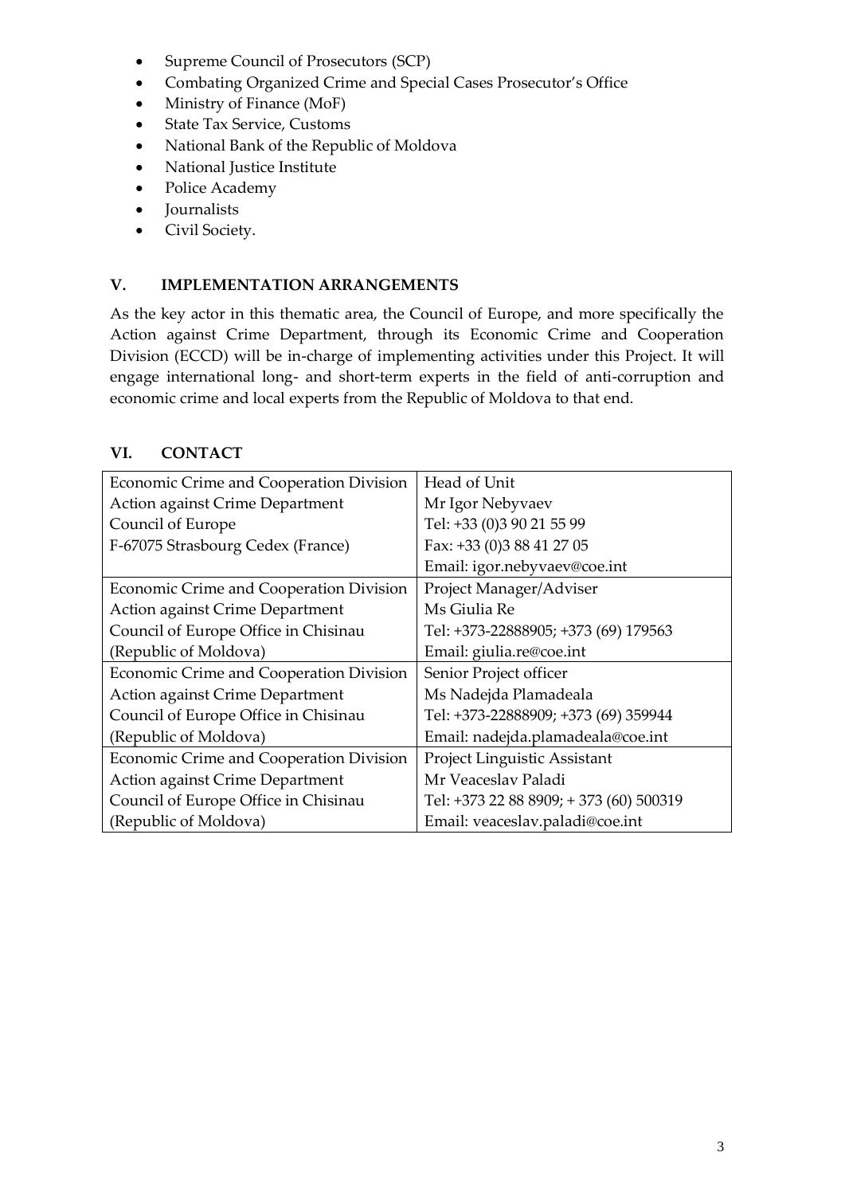- Supreme Council of Prosecutors (SCP)
- Combating Organized Crime and Special Cases Prosecutor's Office
- Ministry of Finance (MoF)
- State Tax Service, Customs
- National Bank of the Republic of Moldova
- National Justice Institute
- Police Academy
- Journalists
- Civil Society.

## V. IMPLEMENTATION ARRANGEMENTS

As the key actor in this thematic area, the Council of Europe, and more specifically the Action against Crime Department, through its Economic Crime and Cooperation Division (ECCD) will be in-charge of implementing activities under this Project. It will engage international long- and short-term experts in the field of anti-corruption and economic crime and local experts from the Republic of Moldova to that end.

## VI. CONTACT

| | |
|---|---|
| Economic Crime and Cooperation Division<br>Action against Crime Department<br>Council of Europe<br>F-67075 Strasbourg Cedex (France) | Head of Unit<br>Mr Igor Nebyvaev<br>Tel: +33 (0)3 90 21 55 99<br>Fax: +33 (0)3 88 41 27 05<br>Email: igor.nebyvaev@coe.int |
| Economic Crime and Cooperation Division<br>Action against Crime Department<br>Council of Europe Office in Chisinau<br>(Republic of Moldova) | Project Manager/Adviser<br>Ms Giulia Re<br>Tel: +373-22888905; +373 (69) 179563<br>Email: giulia.re@coe.int |
| Economic Crime and Cooperation Division<br>Action against Crime Department<br>Council of Europe Office in Chisinau<br>(Republic of Moldova) | Senior Project officer<br>Ms Nadejda Plamadeala<br>Tel: +373-22888909; +373 (69) 359944<br>Email: nadejda.plamadeala@coe.int |
| Economic Crime and Cooperation Division<br>Action against Crime Department<br>Council of Europe Office in Chisinau<br>(Republic of Moldova) | Project Linguistic Assistant<br>Mr Veaceslav Paladi<br>Tel: +373 22 88 8909; + 373 (60) 500319<br>Email: veaceslav.paladi@coe.int |